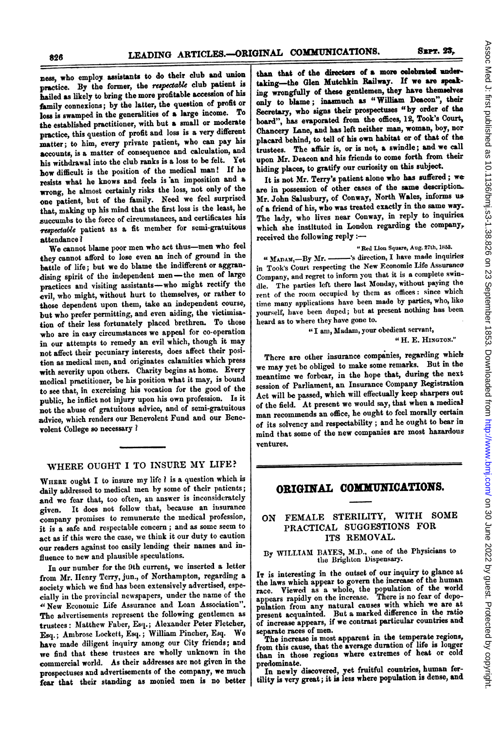ness, who employ assistants to do their club and union practice. By the former, the *respectable* club patient is hailed as likely to bring the more profitable accession of his family connexions; by the latter, the question of profit or loss is swamped in the generalities of a large income. To the established practitioner, with but a small or moderate practice, this question of profit and loss is a very different matter; to him, every private patient, who can pay his accounts, is a matter of consequence and calculation, and his withdrawal into the club ranks is a loss to be felt. Yet how difficult is the position of the medical man! If he resists what he knows and feels is an imposition and a wrong, he almost certainly risks the loss, not only of the one patient, but of the family. Need we feel surprised that, making up his mind that the first loss is the least, he succumbs to the force of circumstances, and certificates his *respectable* patient as a fit member for semi-gratuitous attendance?

We cannot blame poor men who act thus—men who feel they cannot afford to lose even an inch of ground in the battle of life; but we do blame the indifferent or aggrandising spirit of the independent men—the men of large practices and visiting assistants—who might rectify the evil, who might, without hurt to themselves, or rather to those dependent upon them, take an independent course, but who prefer permitting, and even aiding, the victimisation of their less fortunately placed brethren. To those who are in easy circumstances we appeal for co-operation in our attempts to remedy an evil which, though it may not affect their pecuniary interests, does affect their position as medical men, and originates calamities which press with severity upon others. Charity begins at home. Every medical practitioner, be his position what it may, is bound to see that, in exercising his vocation for the good of the public, he inflict not injury upon his own profession. Is it not the abuse of gratuitous advice, and of semi-gratuitous advice, which renders our Benevolent Fund and our Benevolent College so necessary?

## WHERE OUGHT I TO INSURE MY LIFE?

Where ought I to insure my life? is a question which is daily addressed to medical men by some of their patients; and we fear that, too often, an answer is inconsiderately given. It does not follow that, because an insurance company promises to remunerate the medical profession, it is a safe and respectable concern; and as some seem to act as if this were the case, we think it our duty to caution our readers against too easily lending their names and influence to new and plausible speculations.

In our number for the 9th current, we inserted a letter from Mr. Henry Terry, jun., of Northampton, regarding a society which we find has been extensively advertised, especially in the provincial newspapers, under the name of the "New Economic Life Assurance and Loan Association". The advertisements represent the following gentlemen as trustees: Matthew Faber, Esq.; Alexander Peter Fletcher, Esq.; Ambrose Lockett, Esq.; William Pincher, Esq. We have made diligent inquiry among our City friends; and we find that these trustees are wholly unknown in the commercial world. As their addresses are not given in the prospectuses and advertisements of the company, we much fear that their standing as monied men is no better than that of the directors of a more celebrated undertaking—the Glen Mutchkin Railway. If we are speaking wrongfully of these gentlemen, they have themselves only to blame; inasmuch as "William Deacon", their Secretary, who signs their prospectuses "by order of the board", has evaporated from the offices, 12, Took's Court, Chancery Lane, and has left neither man, woman, boy, nor placard behind, to tell of his own habitat or of that of the trustees. The affair is, or is not, a swindle; and we call upon Mr. Deacon and his friends to come forth from their hiding places, to gratify our curiosity on this subject.

It is not Mr. Terry's patient alone who has suffered; we are in possession of other cases of the same description. Mr. John Salusbury, of Conway, North Wales, informs us of a friend of his, who was treated exactly in the same way. The lady, who lives near Conway, in reply to inquiries which she instituted in London regarding the company, received the following reply:—

"Red Lion Square, Aug. 27th, 1853.

"Madam,—By Mr. ———'s direction, I have made inquiries in Took's Court respecting the New Economic Life Assurance Company, and regret to inform you that it is a complete swindle. The parties left there last Monday, without paying the rent of the room occupied by them as offices: since which time many applications have been made by parties, who, like yourself, have been duped; but at present nothing has been heard as to where they have gone to.

"I am, Madam, your obedient servant,

"H. E. Hington."

There are other insurance companies, regarding which we may yet be obliged to make some remarks. But in the meantime we forbear, in the hope that, during the next session of Parliament, an Insurance Company Registration Act will be passed, which will effectually keep sharpers out of the field. At present we would say, that when a medical man recommends an office, he ought to feel morally certain of its solvency and respectability; and he ought to bear in mind that some of the new companies are most hazardous ventures.

# ORIGINAL COMMUNICATIONS.

## ON FEMALE STERILITY, WITH SOME PRACTICAL SUGGESTIONS FOR ITS REMOVAL.

By William Bayes, M.D., one of the Physicians to the Brighton Dispensary.

It is interesting in the outset of our inquiry to glance at the laws which appear to govern the increase of the human race. Viewed as a whole, the population of the world appears rapidly on the increase. There is no fear of depopulation from any natural causes with which we are at present acquainted. But a marked difference in the ratio of increase appears, if we contrast particular countries and separate races of men.

The increase is most apparent in the temperate regions, from this cause, that the average duration of life is longer than in those regions where extremes of heat or cold predominate.

In newly discovered, yet fruitful countries, human fertility is very great; it is less where population is dense, and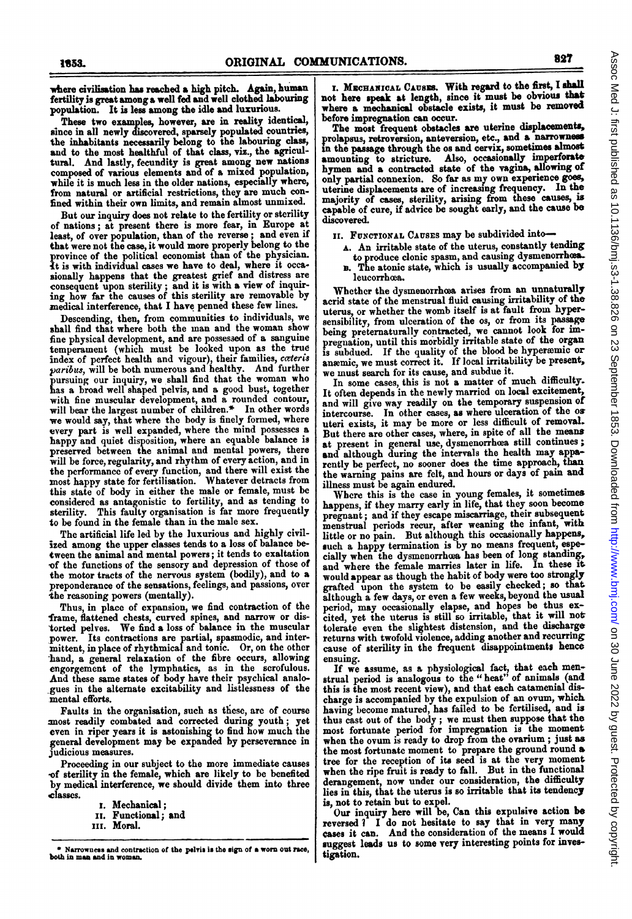where civilisation has reached a high pitch. Again, human fertility is great among a well fed and well clothed labouring population. It is less among the idle and luxurious.

These two examples, however, are in reality identical, since in all newly discovered, sparsely populated countries, the inhabitants necessarily belong to the labouring class, and to the most healthful of that class, viz., the agricultural. And lastly, fecundity is great among new nations composed of various elements and of a mixed population, while it is much less in the older nations, especially where, from natural or artificial restrictions, they are much confined within their own limits, and remain almost unmixed.

But our inquiry does not relate to the fertility or sterility of nations; at present there is more fear, in Europe at least, of over population, than of the reverse; and even if that were not the case, it would more properly belong to the province of the political economist than of the physician. It is with individual cases we have to deal, where it occasionally happens that the greatest grief and distress are consequent upon sterility; and it is with a view of inquiring how far the causes of this sterility are removable by medical interference, that I have penned these few lines.

Descending, then, from communities to individuals, we shall find that where both the man and the woman show fine physical development, and are possessed of a sanguine temperament (which must be looked upon as the true index of perfect health and vigour), their families, *cæteris paribus*, will be both numerous and healthy. And further pursuing our inquiry, we shall find that the woman who has a broad well shaped pelvis, and a good bust, together with fine muscular development, and a rounded contour, will bear the largest number of children.* In other words we would say, that where the body is finely formed, where every part is well expanded, where the mind possesses a happy and quiet disposition, where an equable balance is preserved between the animal and mental powers, there will be force, regularity, and rhythm of every action, and in the performance of every function, and there will exist the most happy state for fertilisation. Whatever detracts from this state of body in either the male or female, must be considered as antagonistic to fertility, and as tending to sterility. This faulty organisation is far more frequently to be found in the female than in the male sex.

The artificial life led by the luxurious and highly civilized among the upper classes tends to a loss of balance between the animal and mental powers; it tends to exaltation of the functions of the sensory and depression of those of the motor tracts of the nervous system (bodily), and to a preponderance of the sensations, feelings, and passions, over the reasoning powers (mentally).

Thus, in place of expansion, we find contraction of the frame, flattened chests, curved spines, and narrow or distorted pelves. We find a loss of balance in the muscular power. Its contractions are partial, spasmodic, and intermittent, in place of rhythmical and tonic. Or, on the other hand, a general relaxation of the fibre occurs, allowing engorgement of the lymphatics, as in the scrofulous. And these same states of body have their psychical analogues in the alternate excitability and listlessness of the mental efforts.

Faults in the organisation, such as these, are of course most readily combated and corrected during youth; yet even in riper years it is astonishing to find how much the general development may be expanded by perseverance in judicious measures.

Proceeding in our subject to the more immediate causes of sterility in the female, which are likely to be benefited by medical interference, we should divide them into three classes.

I. Mechanical;
II. Functional; and
III. Moral.

* Narrowness and contraction of the pelvis is the sign of a worn out race, both in man and in woman.

I. **Mechanical Causes.** With regard to the first, I shall not here speak at length, since it must be obvious that where a mechanical obstacle exists, it must be removed before impregnation can occur.

The most frequent obstacles are uterine displacements, prolapsus, retroversion, anteversion, etc., and a narrowness in the passage through the os and cervix, sometimes almost amounting to stricture. Also, occasionally imperforate hymen and a contracted state of the vagina, allowing of only partial connexion. So far as my own experience goes, uterine displacements are of increasing frequency. In the majority of cases, sterility, arising from these causes, is capable of cure, if advice be sought early, and the cause be discovered.

II. **Functional Causes** may be subdivided into—

A. An irritable state of the uterus, constantly tending to produce clonic spasm, and causing dysmenorrhœa.
B. The atonic state, which is usually accompanied by leucorrhœa.

Whether the dysmenorrhœa arises from an unnaturally acrid state of the menstrual fluid causing irritability of the uterus, or whether the womb itself is at fault from hypersensibility, from ulceration of the os, or from its passage being preternaturally contracted, we cannot look for impregnation, until this morbidly irritable state of the organ is subdued. If the quality of the blood be hyperæmic or anæmic, we must correct it. If local irritability be present, we must search for its cause, and subdue it.

In some cases, this is not a matter of much difficulty. It often depends in the newly married on local excitement, and will give way readily on the temporary suspension of intercourse. In other cases, as where ulceration of the os uteri exists, it may be more or less difficult of removal. But there are other cases, where, in spite of all the means at present in general use, dysmenorrhœa still continues; and although during the intervals the health may apparently be perfect, no sooner does the time approach, than the warning pains are felt, and hours or days of pain and illness must be again endured.

Where this is the case in young females, it sometimes happens, if they marry early in life, that they soon become pregnant; and if they escape miscarriage, their subsequent menstrual periods recur, after weaning the infant, with little or no pain. But although this occasionally happens, such a happy termination is by no means frequent, especially when the dysmenorrhœa has been of long standing, and where the female marries later in life. In these it would appear as though the habit of body were too strongly grafted upon the system to be easily checked; so that although a few days, or even a few weeks, beyond the usual period, may occasionally elapse, and hopes be thus excited, yet the uterus is still so irritable, that it will not tolerate even the slightest distension, and the discharge returns with twofold violence, adding another and recurring cause of sterility in the frequent disappointments hence ensuing.

If we assume, as a physiological fact, that each menstrual period is analogous to the "heat" of animals (and this is the most recent view), and that each catamenial discharge is accompanied by the expulsion of an ovum, which having become matured, has failed to be fertilised, and is thus cast out of the body; we must then suppose that the most fortunate period for impregnation is the moment when the ovum is ready to drop from the ovarium; just as the most fortunate moment to prepare the ground round a tree for the reception of its seed is at the very moment when the ripe fruit is ready to fall. But in the functional derangement, now under our consideration, the difficulty lies in this, that the uterus is so irritable that its tendency is, not to retain but to expel.

Our inquiry here will be, Can this expulsive action be reversed? I do not hesitate to say that in very many cases it can. And the consideration of the means I would suggest leads us to some very interesting points for investigation.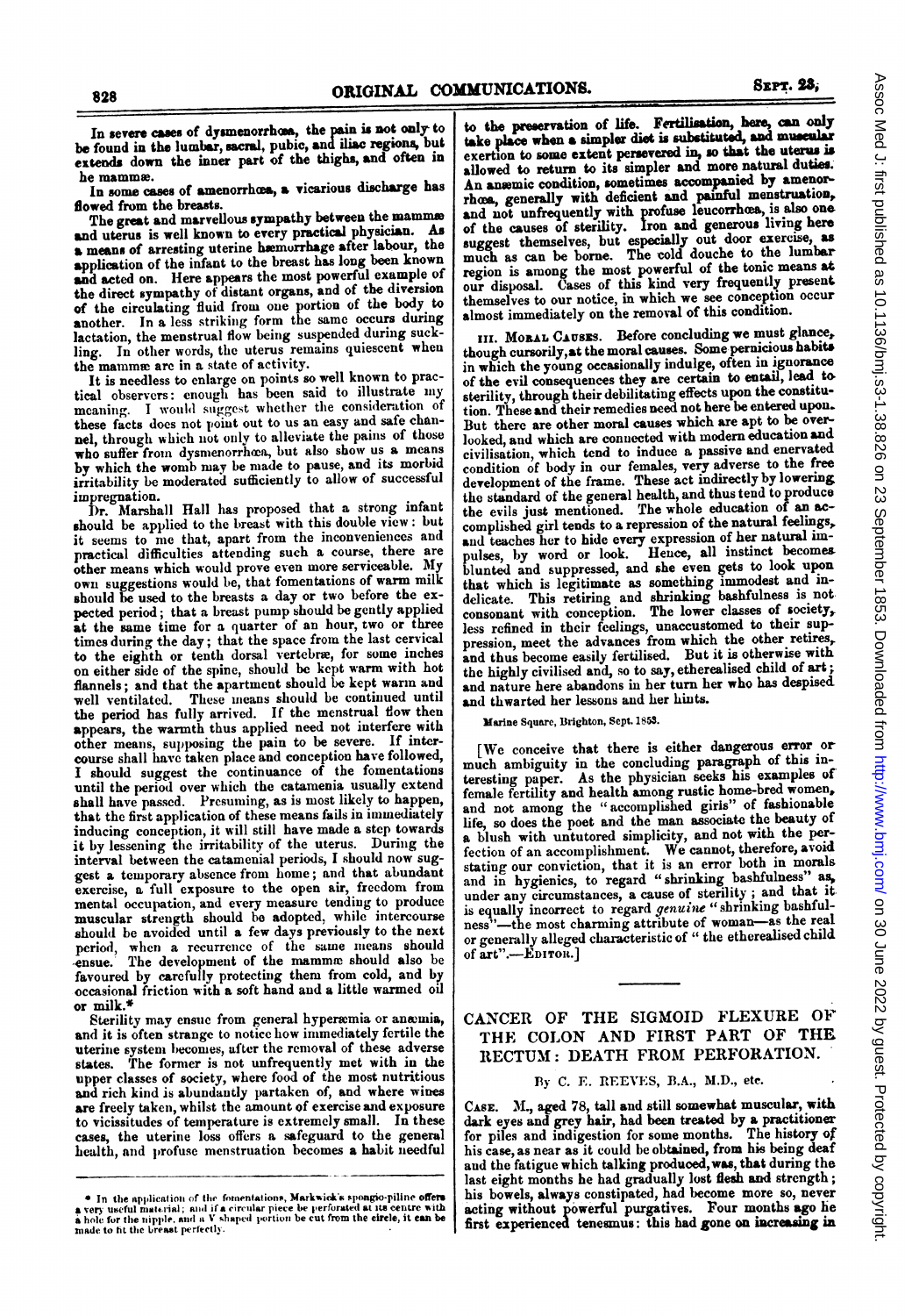In severe cases of dysmenorrhœa, the pain is not only to be found in the lumbar, sacral, pubic, and iliac regions, but extends down the inner part of the thighs, and often in he mammæ.

In some cases of amenorrhœa, a vicarious discharge has flowed from the breasts.

The great and marvellous sympathy between the mammæ and uterus is well known to every practical physician. As a means of arresting uterine hæmorrhage after labour, the application of the infant to the breast has long been known and acted on. Here appears the most powerful example of the direct sympathy of distant organs, and of the diversion of the circulating fluid from one portion of the body to another. In a less striking form the same occurs during lactation, the menstrual flow being suspended during suckling. In other words, the uterus remains quiescent when the mammæ are in a state of activity.

It is needless to enlarge on points so well known to practical observers: enough has been said to illustrate my meaning. I would suggest whether the consideration of these facts does not point out to us an easy and safe channel, through which not only to alleviate the pains of those who suffer from dysmenorrhœa, but also show us a means by which the womb may be made to pause, and its morbid irritability be moderated sufficiently to allow of successful impregnation.

Dr. Marshall Hall has proposed that a strong infant should be applied to the breast with this double view: but it seems to me that, apart from the inconveniences and practical difficulties attending such a course, there are other means which would prove even more serviceable. My own suggestions would be, that fomentations of warm milk should be used to the breasts a day or two before the expected period; that a breast pump should be gently applied at the same time for a quarter of an hour, two or three times during the day; that the space from the last cervical to the eighth or tenth dorsal vertebræ, for some inches on either side of the spine, should be kept warm with hot flannels; and that the apartment should be kept warm and well ventilated. These means should be continued until the period has fully arrived. If the menstrual flow then appears, the warmth thus applied need not interfere with other means, supposing the pain to be severe. If intercourse shall have taken place and conception have followed, I should suggest the continuance of the fomentations until the period over which the catamenia usually extend shall have passed. Presuming, as is most likely to happen, that the first application of these means fails in immediately inducing conception, it will still have made a step towards it by lessening the irritability of the uterus. During the interval between the catamenial periods, I should now suggest a temporary absence from home; and that abundant exercise, a full exposure to the open air, freedom from mental occupation, and every measure tending to produce muscular strength should be adopted, while intercourse should be avoided until a few days previously to the next period, when a recurrence of the same means should ensue. The development of the mammæ should also be favoured by carefully protecting them from cold, and by occasional friction with a soft hand and a little warmed oil or milk.*

Sterility may ensue from general hyperæmia or anæmia, and it is often strange to notice how immediately fertile the uterine system becomes, after the removal of these adverse states. The former is not unfrequently met with in the upper classes of society, where food of the most nutritious and rich kind is abundantly partaken of, and where wines are freely taken, whilst the amount of exercise and exposure to vicissitudes of temperature is extremely small. In these cases, the uterine loss offers a safeguard to the general health, and profuse menstruation becomes a habit needful to the preservation of life. Fertilisation, here, can only take place when a simpler diet is substituted, and muscular exertion to some extent persevered in, so that the uterus is allowed to return to its simpler and more natural duties. An anæmic condition, sometimes accompanied by amenorrhœa, generally with deficient and painful menstruation, and not unfrequently with profuse leucorrhœa, is also one of the causes of sterility. Iron and generous living here suggest themselves, but especially out door exercise, as much as can be borne. The cold douche to the lumbar region is among the most powerful of the tonic means at our disposal. Cases of this kind very frequently present themselves to our notice, in which we see conception occur almost immediately on the removal of this condition.

III. Moral Causes. Before concluding we must glance, though cursorily, at the moral causes. Some pernicious habits in which the young occasionally indulge, often in ignorance of the evil consequences they are certain to entail, lead to sterility, through their debilitating effects upon the constitution. These and their remedies need not here be entered upon. But there are other moral causes which are apt to be overlooked, and which are connected with modern education and civilisation, which tend to induce a passive and enervated condition of body in our females, very adverse to the free development of the frame. These act indirectly by lowering the standard of the general health, and thus tend to produce the evils just mentioned. The whole education of an accomplished girl tends to a repression of the natural feelings, and teaches her to hide every expression of her natural impulses, by word or look. Hence, all instinct becomes blunted and suppressed, and she even gets to look upon that which is legitimate as something immodest and indelicate. This retiring and shrinking bashfulness is not consonant with conception. The lower classes of society, less refined in their feelings, unaccustomed to their suppression, meet the advances from which the other retires, and thus become easily fertilised. But it is otherwise with the highly civilised and, so to say, etherealised child of art; and nature here abandons in her turn her who has despised and thwarted her lessons and her hints.

Marine Square, Brighton, Sept. 1853.

[We conceive that there is either dangerous error or much ambiguity in the concluding paragraph of this interesting paper. As the physician seeks his examples of female fertility and health among rustic home-bred women, and not among the "accomplished girls" of fashionable life, so does the poet and the man associate the beauty of a blush with untutored simplicity, and not with the perfection of an accomplishment. We cannot, therefore, avoid stating our conviction, that it is an error both in morals and in hygienics, to regard "shrinking bashfulness" as, under any circumstances, a cause of sterility; and that it is equally incorrect to regard *genuine* "shrinking bashfulness"—the most charming attribute of woman—as the real or generally alleged characteristic of "the etherealised child of art".—Editor.]

\* In the application of the fomentations, Markwick's spongio-piline offers a very useful material; and if a circular piece be perforated at its centre with a hole for the nipple, and a V shaped portion be cut from the circle, it can be made to fit the breast perfectly.

## CANCER OF THE SIGMOID FLEXURE OF THE COLON AND FIRST PART OF THE RECTUM: DEATH FROM PERFORATION.

By C. E. Reeves, B.A., M.D., etc.

Case. M., aged 78, tall and still somewhat muscular, with dark eyes and grey hair, had been treated by a practitioner for piles and indigestion for some months. The history of his case, as near as it could be obtained, from his being deaf and the fatigue which talking produced, was, that during the last eight months he had gradually lost flesh and strength; his bowels, always constipated, had become more so, never acting without powerful purgatives. Four months ago he first experienced tenesmus: this had gone on increasing in